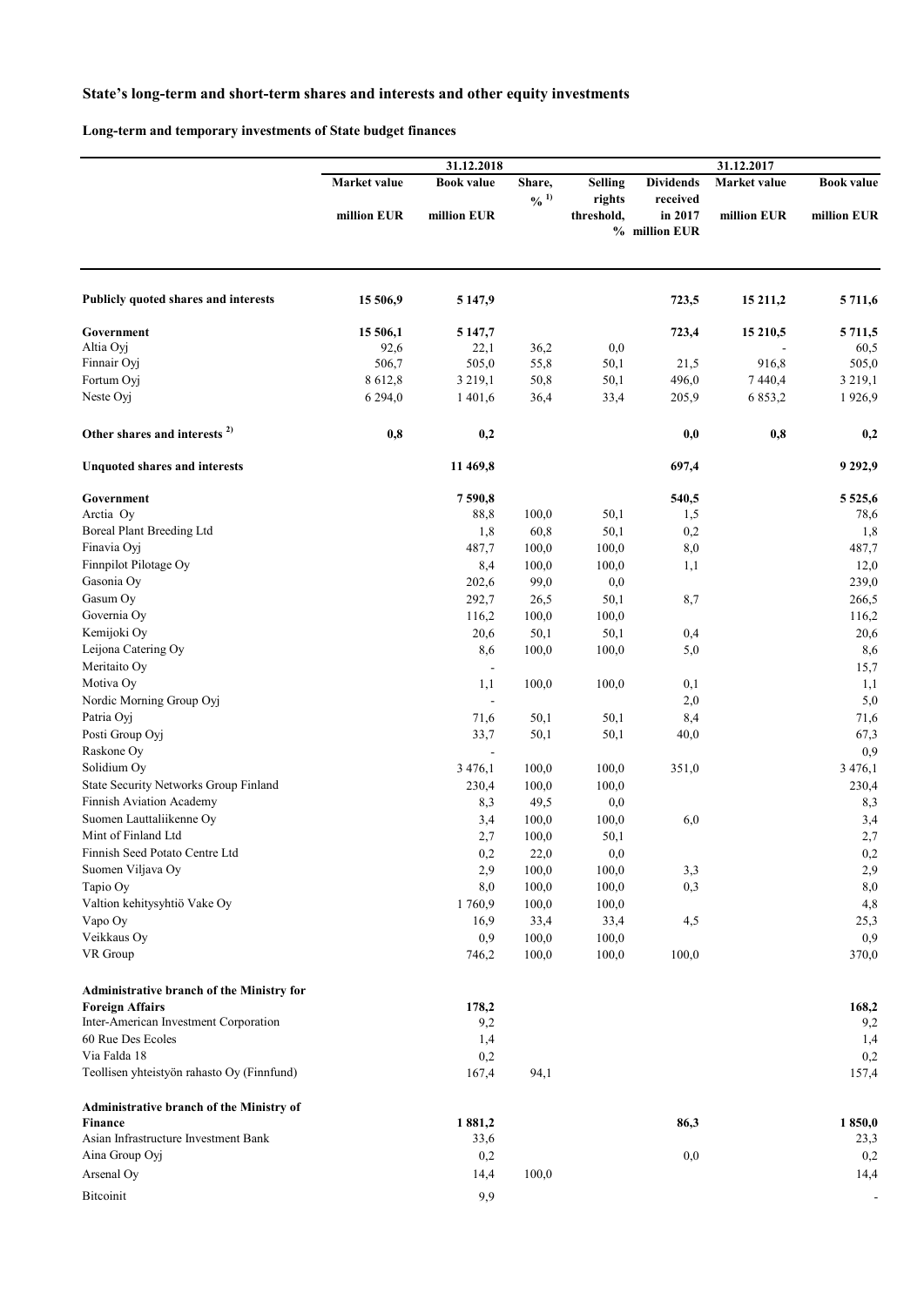# State's long-term and short-term shares and interests and other equity investments

## Long-term and temporary investments of State budget finances

| | 31.12.2018 | | | | | 31.12.2017 | |
|---|---|---|---|---|---|---|---|
| | Market value million EUR | Book value million EUR | Share, % [1)] | Selling rights threshold, % | Dividends received in 2017 million EUR | Market value million EUR | Book value million EUR |
| **Publicly quoted shares and interests** | **15 506,9** | **5 147,9** | | | **723,5** | **15 211,2** | **5 711,6** |
| **Government** | **15 506,1** | **5 147,7** | | | **723,4** | **15 210,5** | **5 711,5** |
| Altia Oyj | 92,6 | 22,1 | 36,2 | 0,0 | | - | 60,5 |
| Finnair Oyj | 506,7 | 505,0 | 55,8 | 50,1 | 21,5 | 916,8 | 505,0 |
| Fortum Oyj | 8 612,8 | 3 219,1 | 50,8 | 50,1 | 496,0 | 7 440,4 | 3 219,1 |
| Neste Oyj | 6 294,0 | 1 401,6 | 36,4 | 33,4 | 205,9 | 6 853,2 | 1 926,9 |
| **Other shares and interests [2)]** | **0,8** | **0,2** | | | **0,0** | **0,8** | **0,2** |
| **Unquoted shares and interests** | | **11 469,8** | | | **697,4** | | **9 292,9** |
| **Government** | | **7 590,8** | | | **540,5** | | **5 525,6** |
| Arctia Oy | | 88,8 | 100,0 | 50,1 | 1,5 | | 78,6 |
| Boreal Plant Breeding Ltd | | 1,8 | 60,8 | 50,1 | 0,2 | | 1,8 |
| Finavia Oyj | | 487,7 | 100,0 | 100,0 | 8,0 | | 487,7 |
| Finnpilot Pilotage Oy | | 8,4 | 100,0 | 100,0 | 1,1 | | 12,0 |
| Gasonia Oy | | 202,6 | 99,0 | 0,0 | | | 239,0 |
| Gasum Oy | | 292,7 | 26,5 | 50,1 | 8,7 | | 266,5 |
| Governia Oy | | 116,2 | 100,0 | 100,0 | | | 116,2 |
| Kemijoki Oy | | 20,6 | 50,1 | 50,1 | 0,4 | | 20,6 |
| Leijona Catering Oy | | 8,6 | 100,0 | 100,0 | 5,0 | | 8,6 |
| Meritaito Oy | | - | | | | | 15,7 |
| Motiva Oy | | 1,1 | 100,0 | 100,0 | 0,1 | | 1,1 |
| Nordic Morning Group Oyj | | - | | | 2,0 | | 5,0 |
| Patria Oyj | | 71,6 | 50,1 | 50,1 | 8,4 | | 71,6 |
| Posti Group Oyj | | 33,7 | 50,1 | 50,1 | 40,0 | | 67,3 |
| Raskone Oy | | - | | | | | 0,9 |
| Solidium Oy | | 3 476,1 | 100,0 | 100,0 | 351,0 | | 3 476,1 |
| State Security Networks Group Finland | | 230,4 | 100,0 | 100,0 | | | 230,4 |
| Finnish Aviation Academy | | 8,3 | 49,5 | 0,0 | | | 8,3 |
| Suomen Lauttaliikenne Oy | | 3,4 | 100,0 | 100,0 | 6,0 | | 3,4 |
| Mint of Finland Ltd | | 2,7 | 100,0 | 50,1 | | | 2,7 |
| Finnish Seed Potato Centre Ltd | | 0,2 | 22,0 | 0,0 | | | 0,2 |
| Suomen Viljava Oy | | 2,9 | 100,0 | 100,0 | 3,3 | | 2,9 |
| Tapio Oy | | 8,0 | 100,0 | 100,0 | 0,3 | | 8,0 |
| Valtion kehitysyhtiö Vake Oy | | 1 760,9 | 100,0 | 100,0 | | | 4,8 |
| Vapo Oy | | 16,9 | 33,4 | 33,4 | 4,5 | | 25,3 |
| Veikkaus Oy | | 0,9 | 100,0 | 100,0 | | | 0,9 |
| VR Group | | 746,2 | 100,0 | 100,0 | 100,0 | | 370,0 |
| **Administrative branch of the Ministry for Foreign Affairs** | | **178,2** | | | | | **168,2** |
| Inter-American Investment Corporation | | 9,2 | | | | | 9,2 |
| 60 Rue Des Ecoles | | 1,4 | | | | | 1,4 |
| Via Falda 18 | | 0,2 | | | | | 0,2 |
| Teollisen yhteistyön rahasto Oy (Finnfund) | | 167,4 | 94,1 | | | | 157,4 |
| **Administrative branch of the Ministry of Finance** | | **1 881,2** | | | **86,3** | | **1 850,0** |
| Asian Infrastructure Investment Bank | | 33,6 | | | | | 23,3 |
| Aina Group Oyj | | 0,2 | | | 0,0 | | 0,2 |
| Arsenal Oy | | 14,4 | 100,0 | | | | 14,4 |
| Bitcoinit | | 9,9 | | | | | - |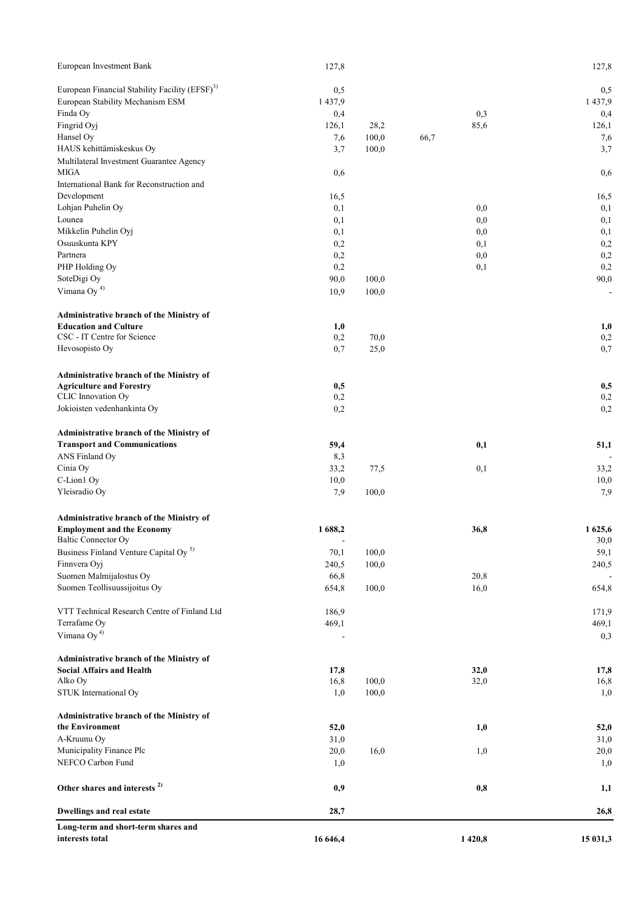| | | | | | |
|---|---|---|---|---|---|
| European Investment Bank | 127,8 | | | | 127,8 |
| European Financial Stability Facility (EFSF)[3] | 0,5 | | | | 0,5 |
| European Stability Mechanism ESM | 1 437,9 | | | | 1 437,9 |
| Finda Oy | 0,4 | | | 0,3 | 0,4 |
| Fingrid Oyj | 126,1 | 28,2 | | 85,6 | 126,1 |
| Hansel Oy | 7,6 | 100,0 | 66,7 | | 7,6 |
| HAUS kehittämiskeskus Oy | 3,7 | 100,0 | | | 3,7 |
| Multilateral Investment Guarantee Agency MIGA | 0,6 | | | | 0,6 |
| International Bank for Reconstruction and Development | 16,5 | | | | 16,5 |
| Lohjan Puhelin Oy | 0,1 | | | 0,0 | 0,1 |
| Lounea | 0,1 | | | 0,0 | 0,1 |
| Mikkelin Puhelin Oyj | 0,1 | | | 0,0 | 0,1 |
| Osuuskunta KPY | 0,2 | | | 0,1 | 0,2 |
| Partnera | 0,2 | | | 0,0 | 0,2 |
| PHP Holding Oy | 0,2 | | | 0,1 | 0,2 |
| SoteDigi Oy | 90,0 | 100,0 | | | 90,0 |
| Vimana Oy [4] | 10,9 | 100,0 | | | - |
| **Administrative branch of the Ministry of Education and Culture** | **1,0** | | | | **1,0** |
| CSC - IT Centre for Science | 0,2 | 70,0 | | | 0,2 |
| Hevosopisto Oy | 0,7 | 25,0 | | | 0,7 |
| **Administrative branch of the Ministry of Agriculture and Forestry** | **0,5** | | | | **0,5** |
| CLIC Innovation Oy | 0,2 | | | | 0,2 |
| Jokioisten vedenhankinta Oy | 0,2 | | | | 0,2 |
| **Administrative branch of the Ministry of Transport and Communications** | **59,4** | | | **0,1** | **51,1** |
| ANS Finland Oy | 8,3 | | | | - |
| Cinia Oy | 33,2 | 77,5 | | 0,1 | 33,2 |
| C-Lion1 Oy | 10,0 | | | | 10,0 |
| Yleisradio Oy | 7,9 | 100,0 | | | 7,9 |
| **Administrative branch of the Ministry of Employment and the Economy** | **1 688,2** | | | **36,8** | **1 625,6** |
| Baltic Connector Oy | - | | | | 30,0 |
| Business Finland Venture Capital Oy [5] | 70,1 | 100,0 | | | 59,1 |
| Finnvera Oyj | 240,5 | 100,0 | | | 240,5 |
| Suomen Malmijalostus Oy | 66,8 | | | 20,8 | - |
| Suomen Teollisuussijoitus Oy | 654,8 | 100,0 | | 16,0 | 654,8 |
| VTT Technical Research Centre of Finland Ltd | 186,9 | | | | 171,9 |
| Terrafame Oy | 469,1 | | | | 469,1 |
| Vimana Oy [4] | - | | | | 0,3 |
| **Administrative branch of the Ministry of Social Affairs and Health** | **17,8** | | | **32,0** | **17,8** |
| Alko Oy | 16,8 | 100,0 | | 32,0 | 16,8 |
| STUK International Oy | 1,0 | 100,0 | | | 1,0 |
| **Administrative branch of the Ministry of the Environment** | **52,0** | | | **1,0** | **52,0** |
| A-Kruunu Oy | 31,0 | | | | 31,0 |
| Municipality Finance Plc | 20,0 | 16,0 | | 1,0 | 20,0 |
| NEFCO Carbon Fund | 1,0 | | | | 1,0 |
| **Other shares and interests [2]** | **0,9** | | | **0,8** | **1,1** |
| **Dwellings and real estate** | **28,7** | | | | **26,8** |
| **Long-term and short-term shares and interests total** | **16 646,4** | | | **1 420,8** | **15 031,3** |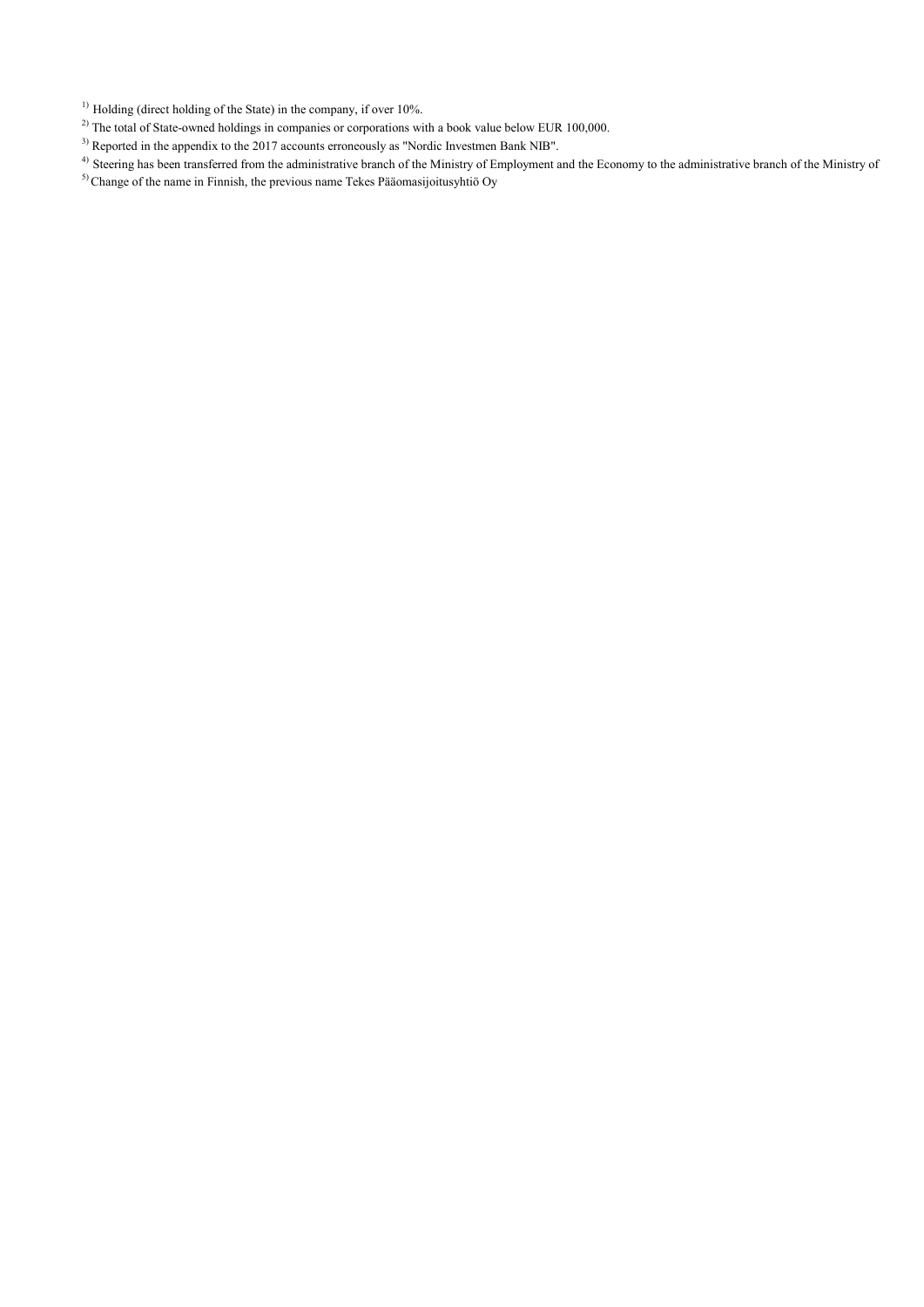[1] Holding (direct holding of the State) in the company, if over 10%.

[2] The total of State-owned holdings in companies or corporations with a book value below EUR 100,000.

[3] Reported in the appendix to the 2017 accounts erroneously as "Nordic Investmen Bank NIB".

[4] Steering has been transferred from the administrative branch of the Ministry of Employment and the Economy to the administrative branch of the Ministry of

[5] Change of the name in Finnish, the previous name Tekes Pääomasijoitusyhtiö Oy